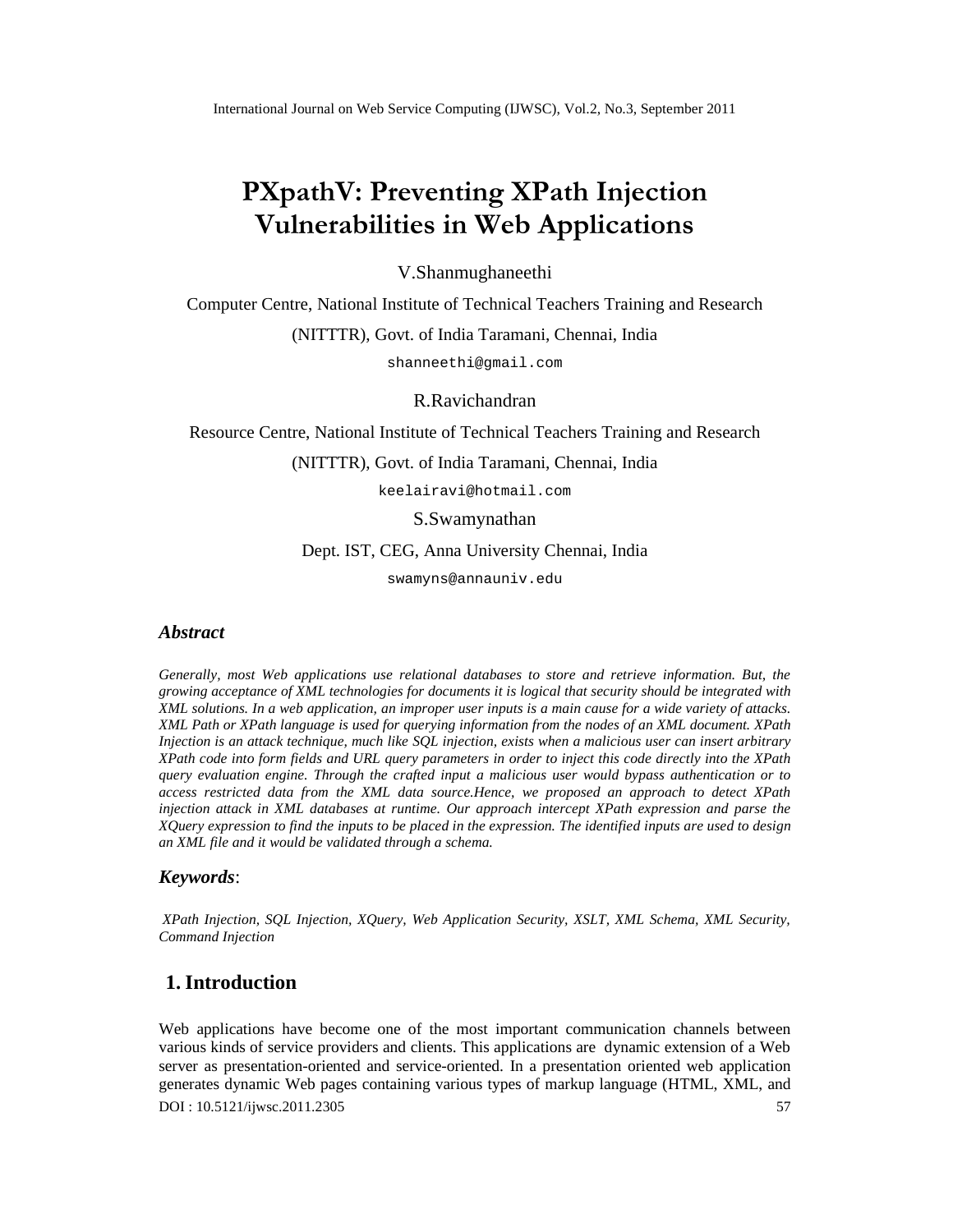# PXpathV: Preventing XPath Injection Vulnerabilities in Web Applications

V.Shanmughaneethi

Computer Centre, National Institute of Technical Teachers Training and Research

(NITTTR), Govt. of India Taramani, Chennai, India

shanneethi@gmail.com

R.Ravichandran

Resource Centre, National Institute of Technical Teachers Training and Research

(NITTTR), Govt. of India Taramani, Chennai, India

keelairavi@hotmail.com

S.Swamynathan

Dept. IST, CEG, Anna University Chennai, India

swamyns@annauniv.edu

### *Abstract*

*Generally, most Web applications use relational databases to store and retrieve information. But, the growing acceptance of XML technologies for documents it is logical that security should be integrated with XML solutions. In a web application, an improper user inputs is a main cause for a wide variety of attacks. XML Path or XPath language is used for querying information from the nodes of an XML document. XPath Injection is an attack technique, much like SQL injection, exists when a malicious user can insert arbitrary XPath code into form fields and URL query parameters in order to inject this code directly into the XPath query evaluation engine. Through the crafted input a malicious user would bypass authentication or to access restricted data from the XML data source.Hence, we proposed an approach to detect XPath injection attack in XML databases at runtime. Our approach intercept XPath expression and parse the XQuery expression to find the inputs to be placed in the expression. The identified inputs are used to design an XML file and it would be validated through a schema.*

### *Keywords*:

*XPath Injection, SQL Injection, XQuery, Web Application Security, XSLT, XML Schema, XML Security, Command Injection*

## 1. Introduction

Web applications have become one of the most important communication channels between various kinds of service providers and clients. This applications are dynamic extension of a Web server as presentation-oriented and service-oriented. In a presentation oriented web application generates dynamic Web pages containing various types of markup language (HTML, XML, and

DOI : 10.5121/ijwsc.2011.2305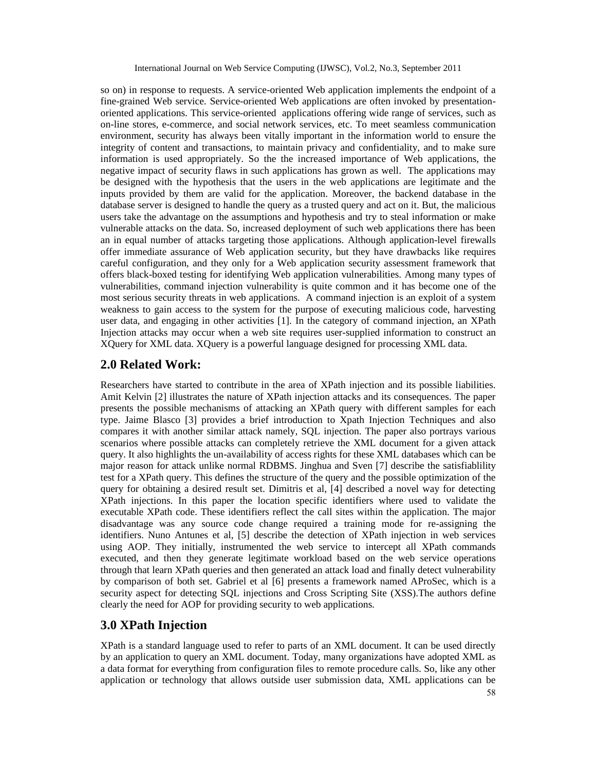so on) in response to requests. A service-oriented Web application implements the endpoint of a fine-grained Web service. Service-oriented Web applications are often invoked by presentation-oriented applications. This service-oriented applications offering wide range of services, such as on-line stores, e-commerce, and social network services, etc. To meet seamless communication environment, security has always been vitally important in the information world to ensure the integrity of content and transactions, to maintain privacy and confidentiality, and to make sure information is used appropriately. So the the increased importance of Web applications, the negative impact of security flaws in such applications has grown as well. The applications may be designed with the hypothesis that the users in the web applications are legitimate and the inputs provided by them are valid for the application. Moreover, the backend database in the database server is designed to handle the query as a trusted query and act on it. But, the malicious users take the advantage on the assumptions and hypothesis and try to steal information or make vulnerable attacks on the data. So, increased deployment of such web applications there has been an in equal number of attacks targeting those applications. Although application-level firewalls offer immediate assurance of Web application security, but they have drawbacks like requires careful configuration, and they only for a Web application security assessment framework that offers black-boxed testing for identifying Web application vulnerabilities. Among many types of vulnerabilities, command injection vulnerability is quite common and it has become one of the most serious security threats in web applications. A command injection is an exploit of a system weakness to gain access to the system for the purpose of executing malicious code, harvesting user data, and engaging in other activities [1]. In the category of command injection, an XPath Injection attacks may occur when a web site requires user-supplied information to construct an XQuery for XML data. XQuery is a powerful language designed for processing XML data.

## 2.0 Related Work:

Researchers have started to contribute in the area of XPath injection and its possible liabilities. Amit Kelvin [2] illustrates the nature of XPath injection attacks and its consequences. The paper presents the possible mechanisms of attacking an XPath query with different samples for each type. Jaime Blasco [3] provides a brief introduction to Xpath Injection Techniques and also compares it with another similar attack namely, SQL injection. The paper also portrays various scenarios where possible attacks can completely retrieve the XML document for a given attack query. It also highlights the un-availability of access rights for these XML databases which can be major reason for attack unlike normal RDBMS. Jinghua and Sven [7] describe the satisfiablility test for a XPath query. This defines the structure of the query and the possible optimization of the query for obtaining a desired result set. Dimitris et al, [4] described a novel way for detecting XPath injections. In this paper the location specific identifiers where used to validate the executable XPath code. These identifiers reflect the call sites within the application. The major disadvantage was any source code change required a training mode for re-assigning the identifiers. Nuno Antunes et al, [5] describe the detection of XPath injection in web services using AOP. They initially, instrumented the web service to intercept all XPath commands executed, and then they generate legitimate workload based on the web service operations through that learn XPath queries and then generated an attack load and finally detect vulnerability by comparison of both set. Gabriel et al [6] presents a framework named AProSec, which is a security aspect for detecting SQL injections and Cross Scripting Site (XSS).The authors define clearly the need for AOP for providing security to web applications.

## 3.0 XPath Injection

XPath is a standard language used to refer to parts of an XML document. It can be used directly by an application to query an XML document. Today, many organizations have adopted XML as a data format for everything from configuration files to remote procedure calls. So, like any other application or technology that allows outside user submission data, XML applications can be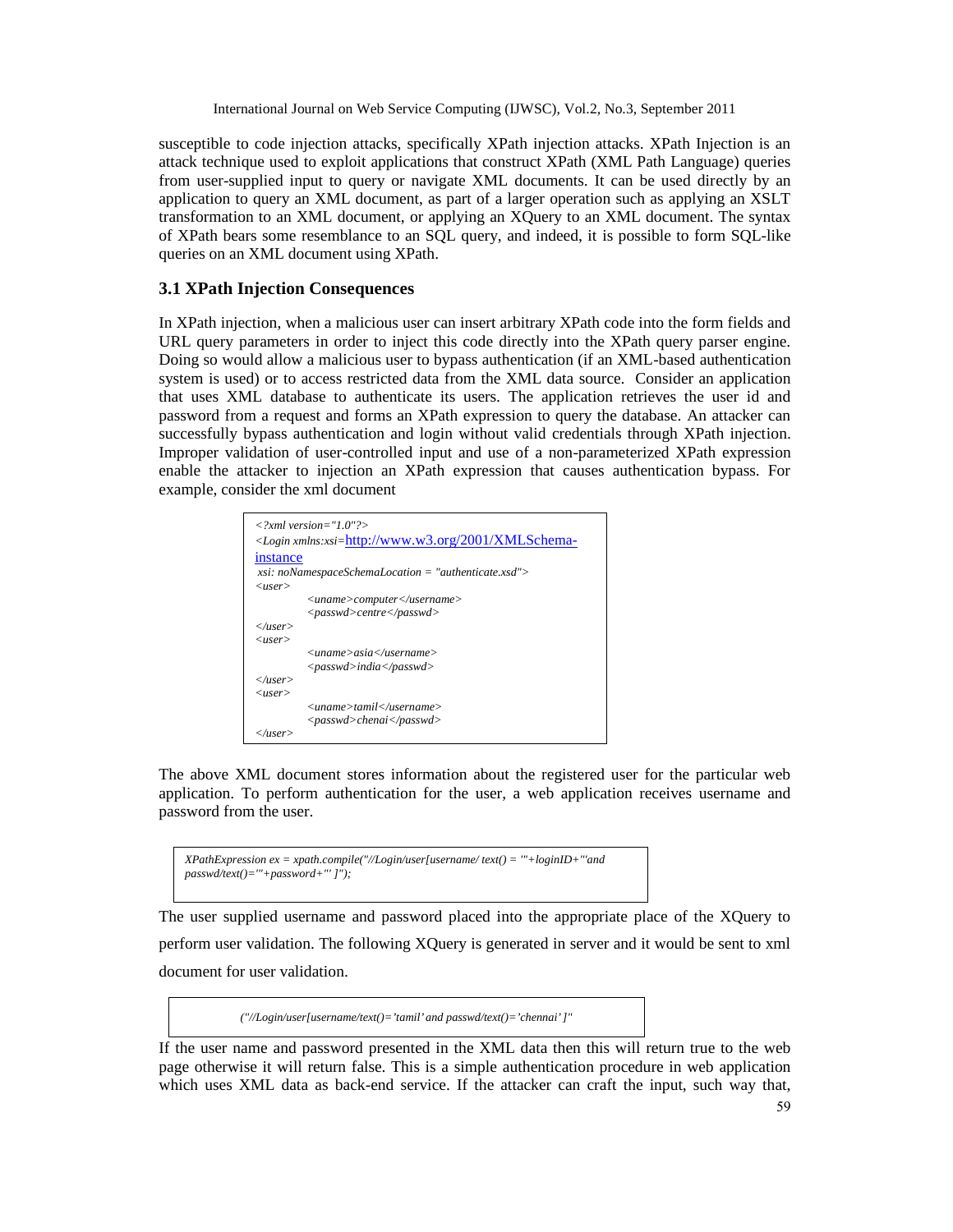susceptible to code injection attacks, specifically XPath injection attacks. XPath Injection is an attack technique used to exploit applications that construct XPath (XML Path Language) queries from user-supplied input to query or navigate XML documents. It can be used directly by an application to query an XML document, as part of a larger operation such as applying an XSLT transformation to an XML document, or applying an XQuery to an XML document. The syntax of XPath bears some resemblance to an SQL query, and indeed, it is possible to form SQL-like queries on an XML document using XPath.

### 3.1 XPath Injection Consequences

In XPath injection, when a malicious user can insert arbitrary XPath code into the form fields and URL query parameters in order to inject this code directly into the XPath query parser engine. Doing so would allow a malicious user to bypass authentication (if an XML-based authentication system is used) or to access restricted data from the XML data source. Consider an application that uses XML database to authenticate its users. The application retrieves the user id and password from a request and forms an XPath expression to query the database. An attacker can successfully bypass authentication and login without valid credentials through XPath injection. Improper validation of user-controlled input and use of a non-parameterized XPath expression enable the attacker to injection an XPath expression that causes authentication bypass. For example, consider the xml document

```
<?xml version="1.0"?>
<Login xmlns:xsi=http://www.w3.org/2001/XMLSchema-instance
 xsi: noNamespaceSchemaLocation = "authenticate.xsd">
<user>
        <uname>computer</username>
        <passwd>centre</passwd>
</user>
<user>
        <uname>asia</username>
        <passwd>india</passwd>
</user>
<user>
        <uname>tamil</username>
        <passwd>chenai</passwd>
</user>
```

The above XML document stores information about the registered user for the particular web application. To perform authentication for the user, a web application receives username and password from the user.

```
XPathExpression ex = xpath.compile("//Login/user[username/ text() = '"+loginID+"'and
passwd/text()='"+password+"' ]");
```

The user supplied username and password placed into the appropriate place of the XQuery to perform user validation. The following XQuery is generated in server and it would be sent to xml document for user validation.

```
("//Login/user[username/text()='tamil' and passwd/text()='chennai' ]"
```

If the user name and password presented in the XML data then this will return true to the web page otherwise it will return false. This is a simple authentication procedure in web application which uses XML data as back-end service. If the attacker can craft the input, such way that,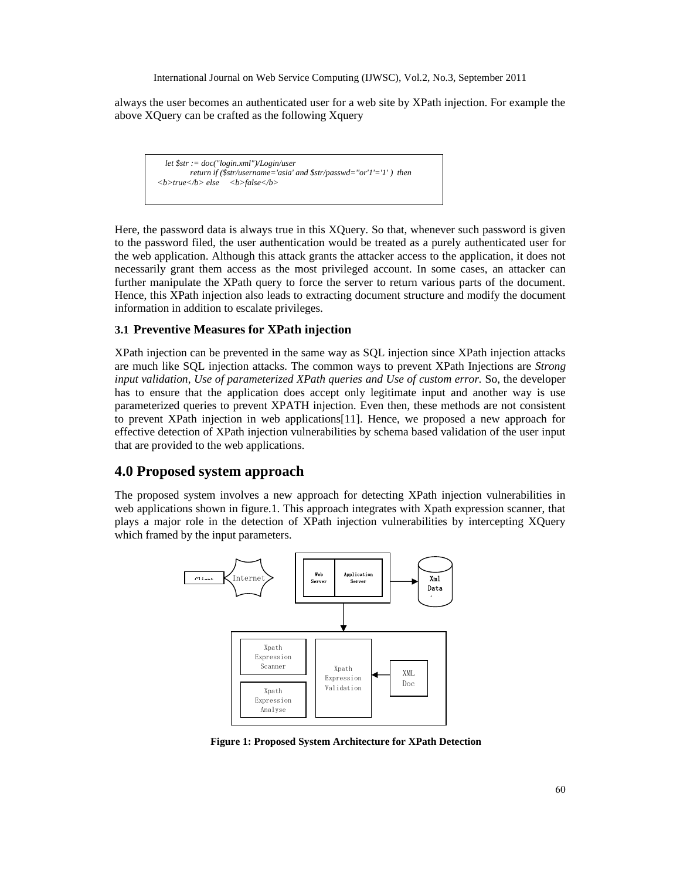always the user becomes an authenticated user for a web site by XPath injection. For example the above XQuery can be crafted as the following Xquery

```
let $str := doc("login.xml")/Login/user
        return if ($str/username='asia' and $str/passwd=''or'1'='1' )  then
<b>true</b> else    <b>false</b>
```

Here, the password data is always true in this XQuery. So that, whenever such password is given to the password filed, the user authentication would be treated as a purely authenticated user for the web application. Although this attack grants the attacker access to the application, it does not necessarily grant them access as the most privileged account. In some cases, an attacker can further manipulate the XPath query to force the server to return various parts of the document. Hence, this XPath injection also leads to extracting document structure and modify the document information in addition to escalate privileges.

### 3.1 Preventive Measures for XPath injection

XPath injection can be prevented in the same way as SQL injection since XPath injection attacks are much like SQL injection attacks. The common ways to prevent XPath Injections are *Strong input validation*, *Use of parameterized XPath queries and Use of custom error.* So, the developer has to ensure that the application does accept only legitimate input and another way is use parameterized queries to prevent XPATH injection. Even then, these methods are not consistent to prevent XPath injection in web applications[11]. Hence, we proposed a new approach for effective detection of XPath injection vulnerabilities by schema based validation of the user input that are provided to the web applications.

## 4.0 Proposed system approach

The proposed system involves a new approach for detecting XPath injection vulnerabilities in web applications shown in figure.1. This approach integrates with Xpath expression scanner, that plays a major role in the detection of XPath injection vulnerabilities by intercepting XQuery which framed by the input parameters.

Client
Internet
Web Server
Application Server
Xml Data
Xpath Expression Scanner
Xpath Expression Analyse
Xpath Expression Validation
XML Doc

**Figure 1: Proposed System Architecture for XPath Detection**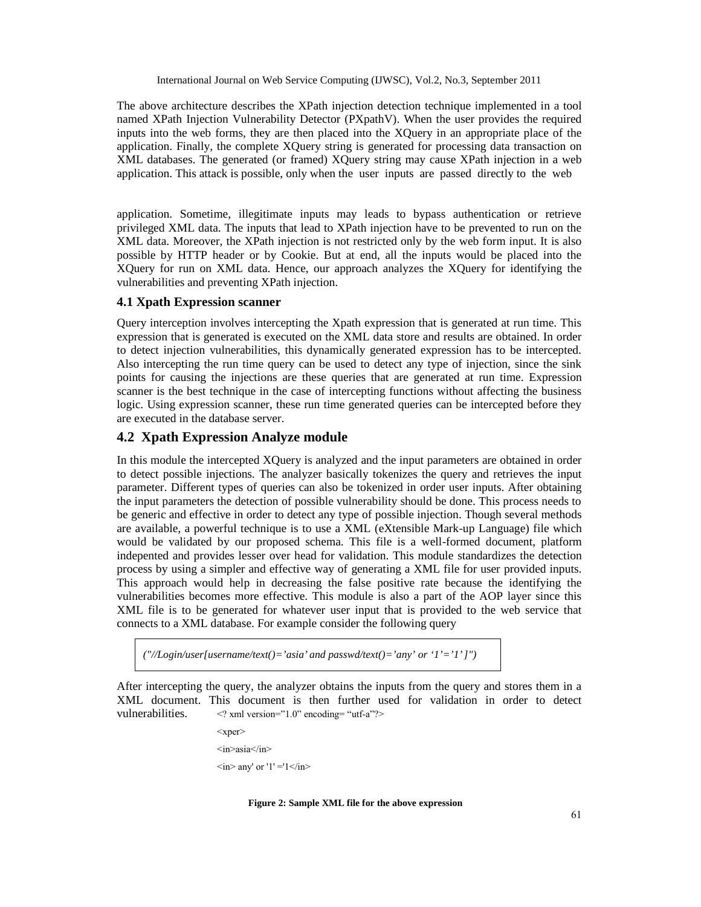The above architecture describes the XPath injection detection technique implemented in a tool named XPath Injection Vulnerability Detector (PXpathV). When the user provides the required inputs into the web forms, they are then placed into the XQuery in an appropriate place of the application. Finally, the complete XQuery string is generated for processing data transaction on XML databases. The generated (or framed) XQuery string may cause XPath injection in a web application. This attack is possible, only when the user inputs are passed directly to the web

application. Sometime, illegitimate inputs may leads to bypass authentication or retrieve privileged XML data. The inputs that lead to XPath injection have to be prevented to run on the XML data. Moreover, the XPath injection is not restricted only by the web form input. It is also possible by HTTP header or by Cookie. But at end, all the inputs would be placed into the XQuery for run on XML data. Hence, our approach analyzes the XQuery for identifying the vulnerabilities and preventing XPath injection.

### 4.1 Xpath Expression scanner

Query interception involves intercepting the Xpath expression that is generated at run time. This expression that is generated is executed on the XML data store and results are obtained. In order to detect injection vulnerabilities, this dynamically generated expression has to be intercepted. Also intercepting the run time query can be used to detect any type of injection, since the sink points for causing the injections are these queries that are generated at run time. Expression scanner is the best technique in the case of intercepting functions without affecting the business logic. Using expression scanner, these run time generated queries can be intercepted before they are executed in the database server.

## 4.2 Xpath Expression Analyze module

In this module the intercepted XQuery is analyzed and the input parameters are obtained in order to detect possible injections. The analyzer basically tokenizes the query and retrieves the input parameter. Different types of queries can also be tokenized in order user inputs. After obtaining the input parameters the detection of possible vulnerability should be done. This process needs to be generic and effective in order to detect any type of possible injection. Though several methods are available, a powerful technique is to use a XML (eXtensible Mark-up Language) file which would be validated by our proposed schema. This file is a well-formed document, platform indepented and provides lesser over head for validation. This module standardizes the detection process by using a simpler and effective way of generating a XML file for user provided inputs. This approach would help in decreasing the false positive rate because the identifying the vulnerabilities becomes more effective. This module is also a part of the AOP layer since this XML file is to be generated for whatever user input that is provided to the web service that connects to a XML database. For example consider the following query

*("//Login/user[username/text()=’asia’ and passwd/text()=’any’ or ‘1’=’1’]")*

After intercepting the query, the analyzer obtains the inputs from the query and stores them in a XML document. This document is then further used for validation in order to detect vulnerabilities.

```
<? xml version=”1.0” encoding= “utf-a”?>
<xper>
<in>asia</in>
<in> any' or '1' ='1</in>
```

**Figure 2: Sample XML file for the above expression**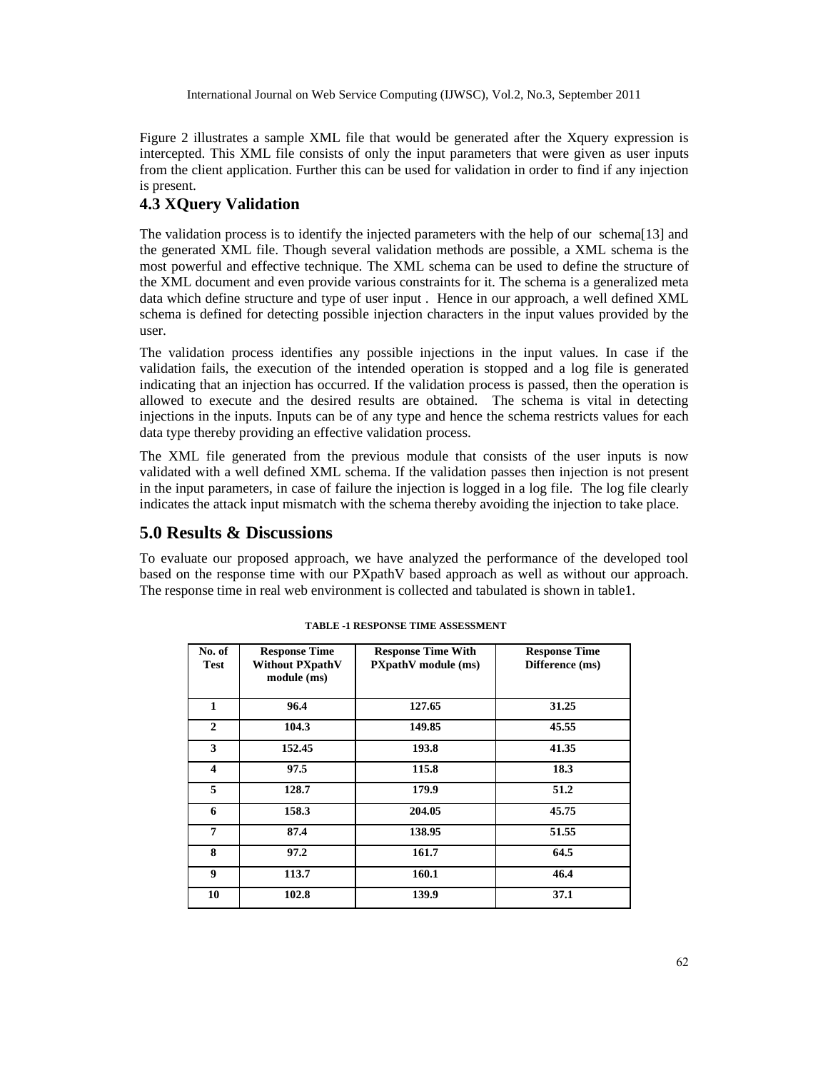Figure 2 illustrates a sample XML file that would be generated after the Xquery expression is intercepted. This XML file consists of only the input parameters that were given as user inputs from the client application. Further this can be used for validation in order to find if any injection is present.

### 4.3 XQuery Validation

The validation process is to identify the injected parameters with the help of our schema[13] and the generated XML file. Though several validation methods are possible, a XML schema is the most powerful and effective technique. The XML schema can be used to define the structure of the XML document and even provide various constraints for it. The schema is a generalized meta data which define structure and type of user input . Hence in our approach, a well defined XML schema is defined for detecting possible injection characters in the input values provided by the user.

The validation process identifies any possible injections in the input values. In case if the validation fails, the execution of the intended operation is stopped and a log file is generated indicating that an injection has occurred. If the validation process is passed, then the operation is allowed to execute and the desired results are obtained. The schema is vital in detecting injections in the inputs. Inputs can be of any type and hence the schema restricts values for each data type thereby providing an effective validation process.

The XML file generated from the previous module that consists of the user inputs is now validated with a well defined XML schema. If the validation passes then injection is not present in the input parameters, in case of failure the injection is logged in a log file. The log file clearly indicates the attack input mismatch with the schema thereby avoiding the injection to take place.

## 5.0 Results & Discussions

To evaluate our proposed approach, we have analyzed the performance of the developed tool based on the response time with our PXpathV based approach as well as without our approach. The response time in real web environment is collected and tabulated is shown in table1.

**TABLE -1 RESPONSE TIME ASSESSMENT**

| No. of Test | Response Time Without PXpathV module (ms) | Response Time With PXpathV module (ms) | Response Time Difference (ms) |
|---|---|---|---|
| 1 | 96.4 | 127.65 | 31.25 |
| 2 | 104.3 | 149.85 | 45.55 |
| 3 | 152.45 | 193.8 | 41.35 |
| 4 | 97.5 | 115.8 | 18.3 |
| 5 | 128.7 | 179.9 | 51.2 |
| 6 | 158.3 | 204.05 | 45.75 |
| 7 | 87.4 | 138.95 | 51.55 |
| 8 | 97.2 | 161.7 | 64.5 |
| 9 | 113.7 | 160.1 | 46.4 |
| 10 | 102.8 | 139.9 | 37.1 |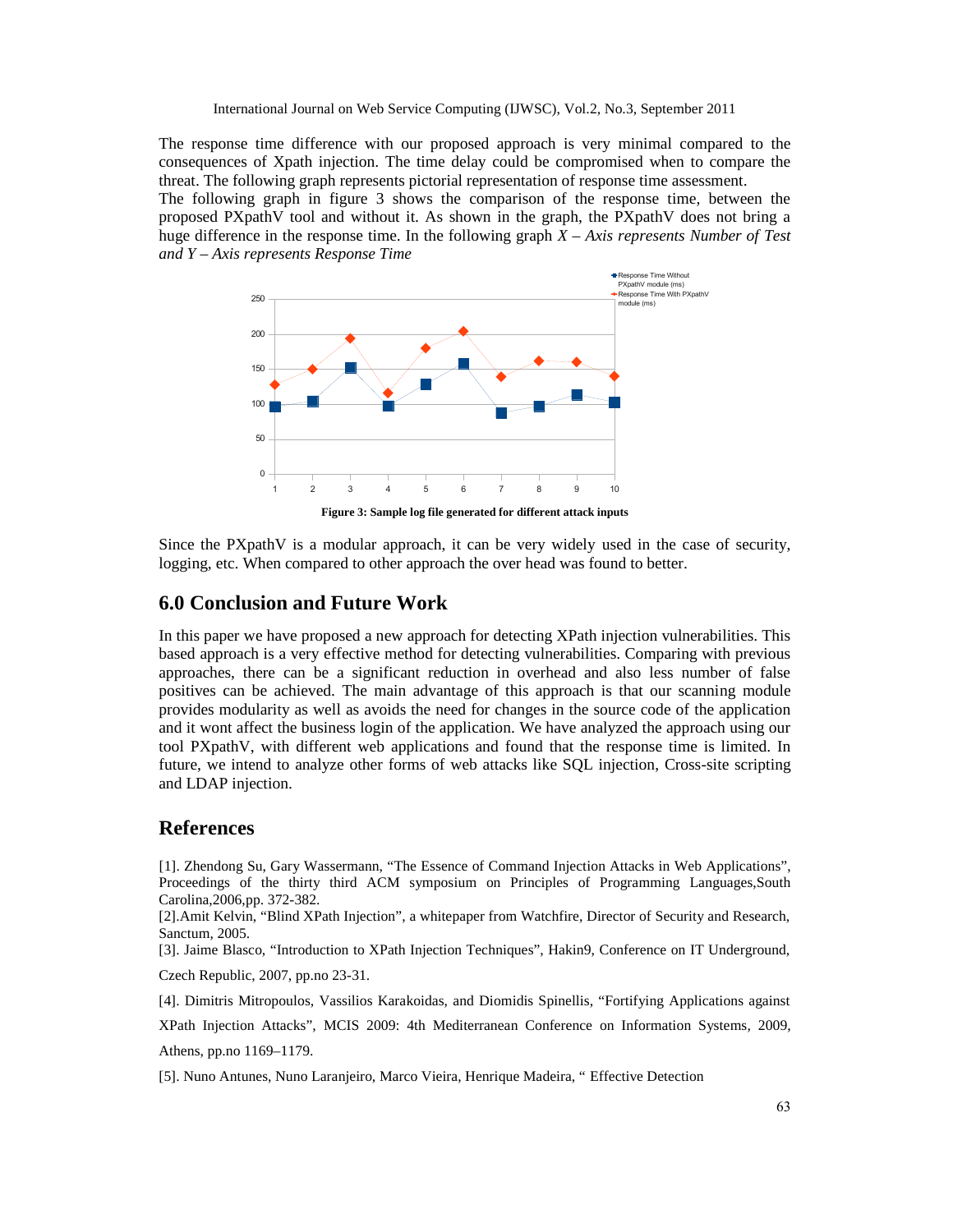The response time difference with our proposed approach is very minimal compared to the consequences of Xpath injection. The time delay could be compromised when to compare the threat. The following graph represents pictorial representation of response time assessment.

The following graph in figure 3 shows the comparison of the response time, between the proposed PXpathV tool and without it. As shown in the graph, the PXpathV does not bring a huge difference in the response time. In the following graph *X – Axis represents Number of Test and Y – Axis represents Response Time*

**Figure 3: Sample log file generated for different attack inputs**

Since the PXpathV is a modular approach, it can be very widely used in the case of security, logging, etc. When compared to other approach the over head was found to better.

## 6.0 Conclusion and Future Work

In this paper we have proposed a new approach for detecting XPath injection vulnerabilities. This based approach is a very effective method for detecting vulnerabilities. Comparing with previous approaches, there can be a significant reduction in overhead and also less number of false positives can be achieved. The main advantage of this approach is that our scanning module provides modularity as well as avoids the need for changes in the source code of the application and it wont affect the business login of the application. We have analyzed the approach using our tool PXpathV, with different web applications and found that the response time is limited. In future, we intend to analyze other forms of web attacks like SQL injection, Cross-site scripting and LDAP injection.

## References

[1]. Zhendong Su, Gary Wassermann, "The Essence of Command Injection Attacks in Web Applications", Proceedings of the thirty third ACM symposium on Principles of Programming Languages,South Carolina,2006,pp. 372-382.

[2].Amit Kelvin, "Blind XPath Injection", a whitepaper from Watchfire, Director of Security and Research, Sanctum, 2005.

[3]. Jaime Blasco, "Introduction to XPath Injection Techniques", Hakin9, Conference on IT Underground, Czech Republic, 2007, pp.no 23-31.

[4]. Dimitris Mitropoulos, Vassilios Karakoidas, and Diomidis Spinellis, "Fortifying Applications against XPath Injection Attacks", MCIS 2009: 4th Mediterranean Conference on Information Systems, 2009, Athens, pp.no 1169–1179.

[5]. Nuno Antunes, Nuno Laranjeiro, Marco Vieira, Henrique Madeira, " Effective Detection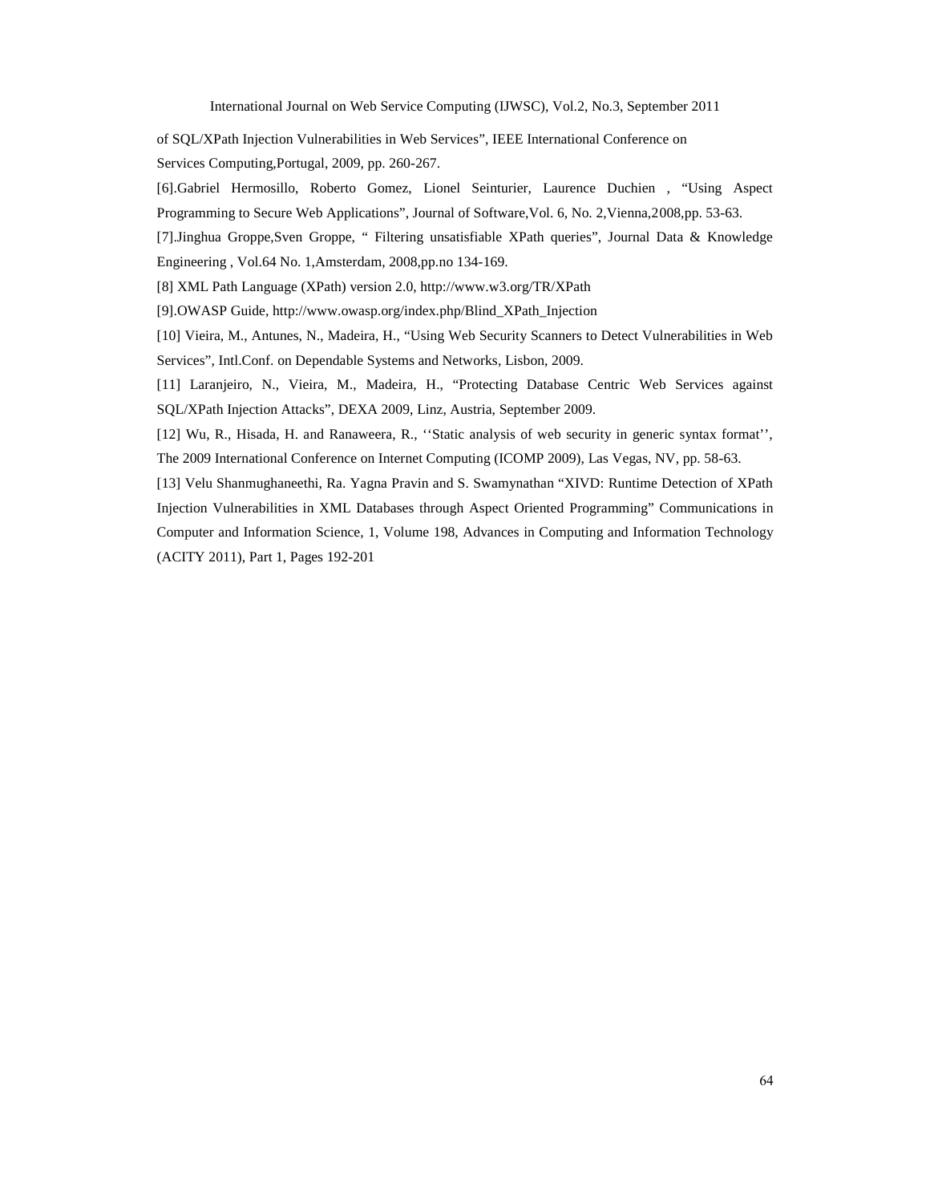of SQL/XPath Injection Vulnerabilities in Web Services", IEEE International Conference on Services Computing,Portugal, 2009, pp. 260-267.

[6].Gabriel Hermosillo, Roberto Gomez, Lionel Seinturier, Laurence Duchien , "Using Aspect Programming to Secure Web Applications", Journal of Software,Vol. 6, No. 2,Vienna,2008,pp. 53-63.

[7].Jinghua Groppe,Sven Groppe, " Filtering unsatisfiable XPath queries", Journal Data & Knowledge Engineering , Vol.64 No. 1,Amsterdam, 2008,pp.no 134-169.

[8] XML Path Language (XPath) version 2.0, http://www.w3.org/TR/XPath

[9].OWASP Guide, http://www.owasp.org/index.php/Blind_XPath_Injection

[10] Vieira, M., Antunes, N., Madeira, H., "Using Web Security Scanners to Detect Vulnerabilities in Web Services", Intl.Conf. on Dependable Systems and Networks, Lisbon, 2009.

[11] Laranjeiro, N., Vieira, M., Madeira, H., "Protecting Database Centric Web Services against SQL/XPath Injection Attacks", DEXA 2009, Linz, Austria, September 2009.

[12] Wu, R., Hisada, H. and Ranaweera, R., ''Static analysis of web security in generic syntax format'', The 2009 International Conference on Internet Computing (ICOMP 2009), Las Vegas, NV, pp. 58-63.

[13] Velu Shanmughaneethi, Ra. Yagna Pravin and S. Swamynathan "XIVD: Runtime Detection of XPath Injection Vulnerabilities in XML Databases through Aspect Oriented Programming" Communications in Computer and Information Science, 1, Volume 198, Advances in Computing and Information Technology (ACITY 2011), Part 1, Pages 192-201